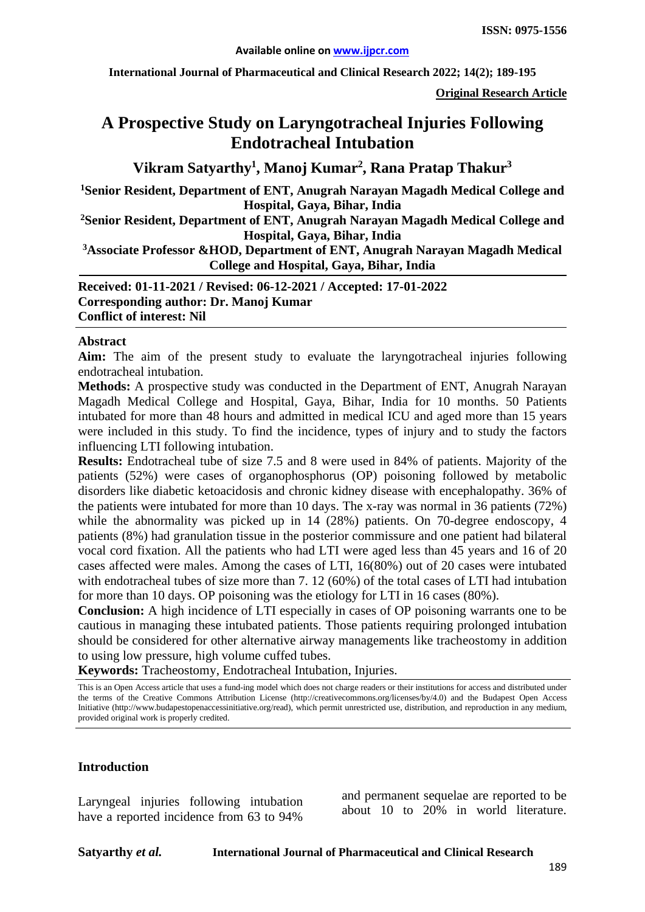**ISSN: 0975-1556**

**Available online on www.ijpcr.com**

**Original Research Article**

# A Prospective Study on Laryngotracheal Injuries Following Endotracheal Intubation

**Vikram Satyarthy[1], Manoj Kumar[2], Rana Pratap Thakur[3]**

**[1]Senior Resident, Department of ENT, Anugrah Narayan Magadh Medical College and Hospital, Gaya, Bihar, India**

**[2]Senior Resident, Department of ENT, Anugrah Narayan Magadh Medical College and Hospital, Gaya, Bihar, India**

**[3]Associate Professor &HOD, Department of ENT, Anugrah Narayan Magadh Medical College and Hospital, Gaya, Bihar, India**

**Received: 01-11-2021 / Revised: 06-12-2021 / Accepted: 17-01-2022**
**Corresponding author: Dr. Manoj Kumar**
**Conflict of interest: Nil**

## Abstract

**Aim:** The aim of the present study to evaluate the laryngotracheal injuries following endotracheal intubation.

**Methods:** A prospective study was conducted in the Department of ENT, Anugrah Narayan Magadh Medical College and Hospital, Gaya, Bihar, India for 10 months. 50 Patients intubated for more than 48 hours and admitted in medical ICU and aged more than 15 years were included in this study. To find the incidence, types of injury and to study the factors influencing LTI following intubation.

**Results:** Endotracheal tube of size 7.5 and 8 were used in 84% of patients. Majority of the patients (52%) were cases of organophosphorus (OP) poisoning followed by metabolic disorders like diabetic ketoacidosis and chronic kidney disease with encephalopathy. 36% of the patients were intubated for more than 10 days. The x-ray was normal in 36 patients (72%) while the abnormality was picked up in 14 (28%) patients. On 70-degree endoscopy, 4 patients (8%) had granulation tissue in the posterior commissure and one patient had bilateral vocal cord fixation. All the patients who had LTI were aged less than 45 years and 16 of 20 cases affected were males. Among the cases of LTI, 16(80%) out of 20 cases were intubated with endotracheal tubes of size more than 7. 12 (60%) of the total cases of LTI had intubation for more than 10 days. OP poisoning was the etiology for LTI in 16 cases (80%).

**Conclusion:** A high incidence of LTI especially in cases of OP poisoning warrants one to be cautious in managing these intubated patients. Those patients requiring prolonged intubation should be considered for other alternative airway managements like tracheostomy in addition to using low pressure, high volume cuffed tubes.

**Keywords:** Tracheostomy, Endotracheal Intubation, Injuries.

This is an Open Access article that uses a fund-ing model which does not charge readers or their institutions for access and distributed under the terms of the Creative Commons Attribution License (http://creativecommons.org/licenses/by/4.0) and the Budapest Open Access Initiative (http://www.budapestopenaccessinitiative.org/read), which permit unrestricted use, distribution, and reproduction in any medium, provided original work is properly credited.

## Introduction

Laryngeal injuries following intubation have a reported incidence from 63 to 94% and permanent sequelae are reported to be about 10 to 20% in world literature.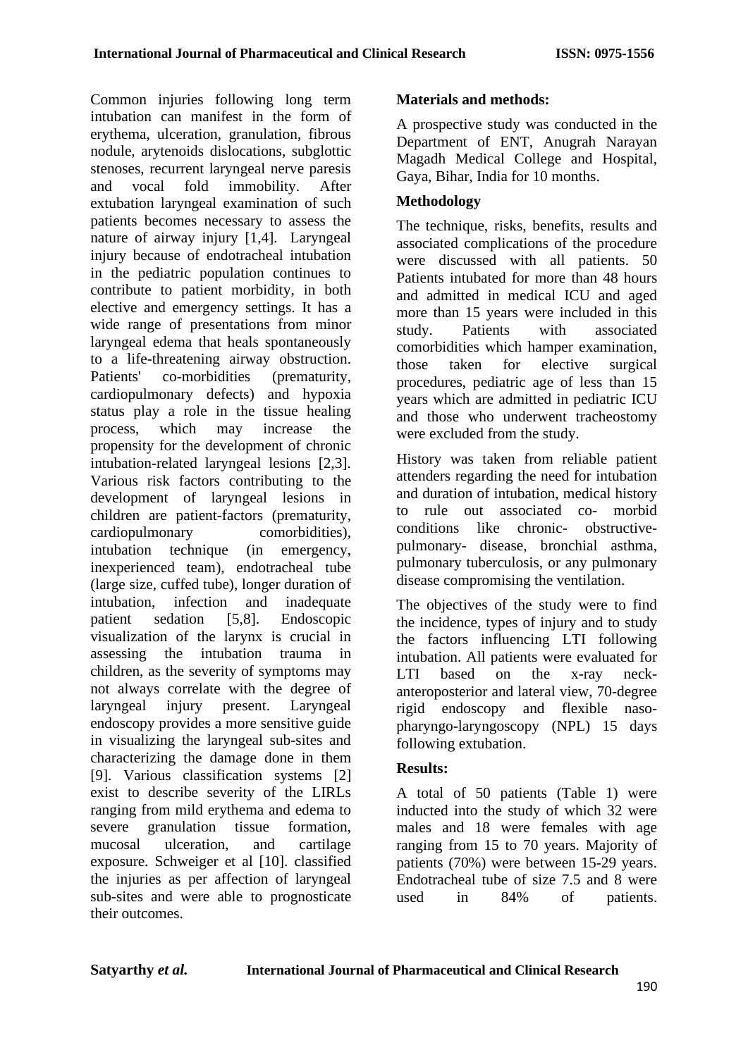Common injuries following long term intubation can manifest in the form of erythema, ulceration, granulation, fibrous nodule, arytenoids dislocations, subglottic stenoses, recurrent laryngeal nerve paresis and vocal fold immobility. After extubation laryngeal examination of such patients becomes necessary to assess the nature of airway injury [1,4]. Laryngeal injury because of endotracheal intubation in the pediatric population continues to contribute to patient morbidity, in both elective and emergency settings. It has a wide range of presentations from minor laryngeal edema that heals spontaneously to a life-threatening airway obstruction. Patients' co-morbidities (prematurity, cardiopulmonary defects) and hypoxia status play a role in the tissue healing process, which may increase the propensity for the development of chronic intubation-related laryngeal lesions [2,3]. Various risk factors contributing to the development of laryngeal lesions in children are patient-factors (prematurity, cardiopulmonary comorbidities), intubation technique (in emergency, inexperienced team), endotracheal tube (large size, cuffed tube), longer duration of intubation, infection and inadequate patient sedation [5,8]. Endoscopic visualization of the larynx is crucial in assessing the intubation trauma in children, as the severity of symptoms may not always correlate with the degree of laryngeal injury present. Laryngeal endoscopy provides a more sensitive guide in visualizing the laryngeal sub-sites and characterizing the damage done in them [9]. Various classification systems [2] exist to describe severity of the LIRLs ranging from mild erythema and edema to severe granulation tissue formation, mucosal ulceration, and cartilage exposure. Schweiger et al [10]. classified the injuries as per affection of laryngeal sub-sites and were able to prognosticate their outcomes.

## Materials and methods:

A prospective study was conducted in the Department of ENT, Anugrah Narayan Magadh Medical College and Hospital, Gaya, Bihar, India for 10 months.

### Methodology

The technique, risks, benefits, results and associated complications of the procedure were discussed with all patients. 50 Patients intubated for more than 48 hours and admitted in medical ICU and aged more than 15 years were included in this study. Patients with associated comorbidities which hamper examination, those taken for elective surgical procedures, pediatric age of less than 15 years which are admitted in pediatric ICU and those who underwent tracheostomy were excluded from the study.

History was taken from reliable patient attenders regarding the need for intubation and duration of intubation, medical history to rule out associated co- morbid conditions like chronic- obstructive-pulmonary- disease, bronchial asthma, pulmonary tuberculosis, or any pulmonary disease compromising the ventilation.

The objectives of the study were to find the incidence, types of injury and to study the factors influencing LTI following intubation. All patients were evaluated for LTI based on the x-ray neck-anteroposterior and lateral view, 70-degree rigid endoscopy and flexible naso-pharyngo-laryngoscopy (NPL) 15 days following extubation.

## Results:

A total of 50 patients (Table 1) were inducted into the study of which 32 were males and 18 were females with age ranging from 15 to 70 years. Majority of patients (70%) were between 15-29 years. Endotracheal tube of size 7.5 and 8 were used in 84% of patients.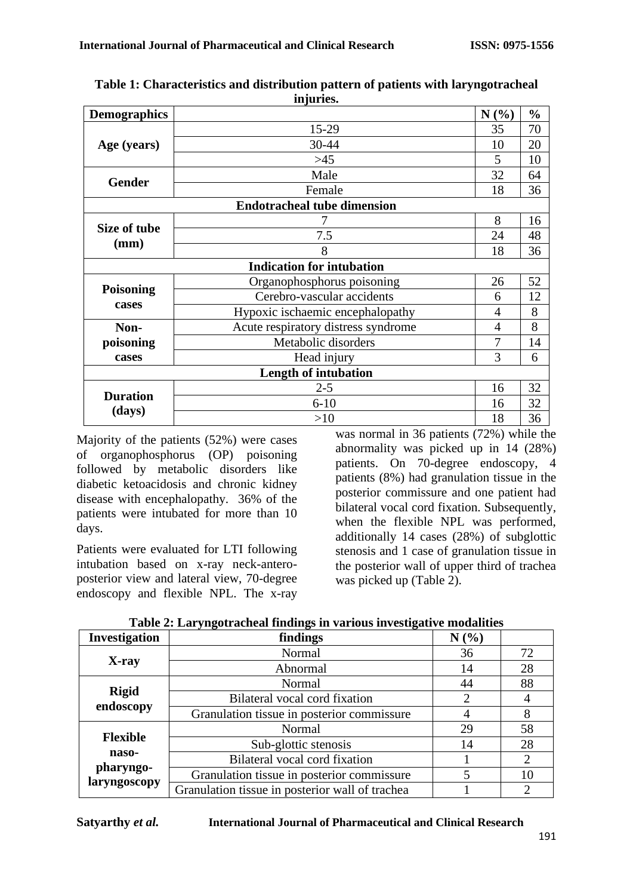**Table 1: Characteristics and distribution pattern of patients with laryngotracheal injuries.**

| Demographics | | N (%) | % |
|---|---|---|---|
| Age (years) | 15-29 | 35 | 70 |
| | 30-44 | 10 | 20 |
| | >45 | 5 | 10 |
| Gender | Male | 32 | 64 |
| | Female | 18 | 36 |
| **Endotracheal tube dimension** | | | |
| Size of tube (mm) | 7 | 8 | 16 |
| | 7.5 | 24 | 48 |
| | 8 | 18 | 36 |
| **Indication for intubation** | | | |
| Poisoning cases | Organophosphorus poisoning | 26 | 52 |
| | Cerebro-vascular accidents | 6 | 12 |
| | Hypoxic ischaemic encephalopathy | 4 | 8 |
| Non-poisoning cases | Acute respiratory distress syndrome | 4 | 8 |
| | Metabolic disorders | 7 | 14 |
| | Head injury | 3 | 6 |
| **Length of intubation** | | | |
| Duration (days) | 2-5 | 16 | 32 |
| | 6-10 | 16 | 32 |
| | >10 | 18 | 36 |

Majority of the patients (52%) were cases of organophosphorus (OP) poisoning followed by metabolic disorders like diabetic ketoacidosis and chronic kidney disease with encephalopathy. 36% of the patients were intubated for more than 10 days.

Patients were evaluated for LTI following intubation based on x-ray neck-antero-posterior view and lateral view, 70-degree endoscopy and flexible NPL. The x-ray was normal in 36 patients (72%) while the abnormality was picked up in 14 (28%) patients. On 70-degree endoscopy, 4 patients (8%) had granulation tissue in the posterior commissure and one patient had bilateral vocal cord fixation. Subsequently, when the flexible NPL was performed, additionally 14 cases (28%) of subglottic stenosis and 1 case of granulation tissue in the posterior wall of upper third of trachea was picked up (Table 2).

**Table 2: Laryngotracheal findings in various investigative modalities**

| Investigation | findings | N (%) | |
|---|---|---|---|
| X-ray | Normal | 36 | 72 |
| | Abnormal | 14 | 28 |
| Rigid endoscopy | Normal | 44 | 88 |
| | Bilateral vocal cord fixation | 2 | 4 |
| | Granulation tissue in posterior commissure | 4 | 8 |
| Flexible naso-pharyngo-laryngoscopy | Normal | 29 | 58 |
| | Sub-glottic stenosis | 14 | 28 |
| | Bilateral vocal cord fixation | 1 | 2 |
| | Granulation tissue in posterior commissure | 5 | 10 |
| | Granulation tissue in posterior wall of trachea | 1 | 2 |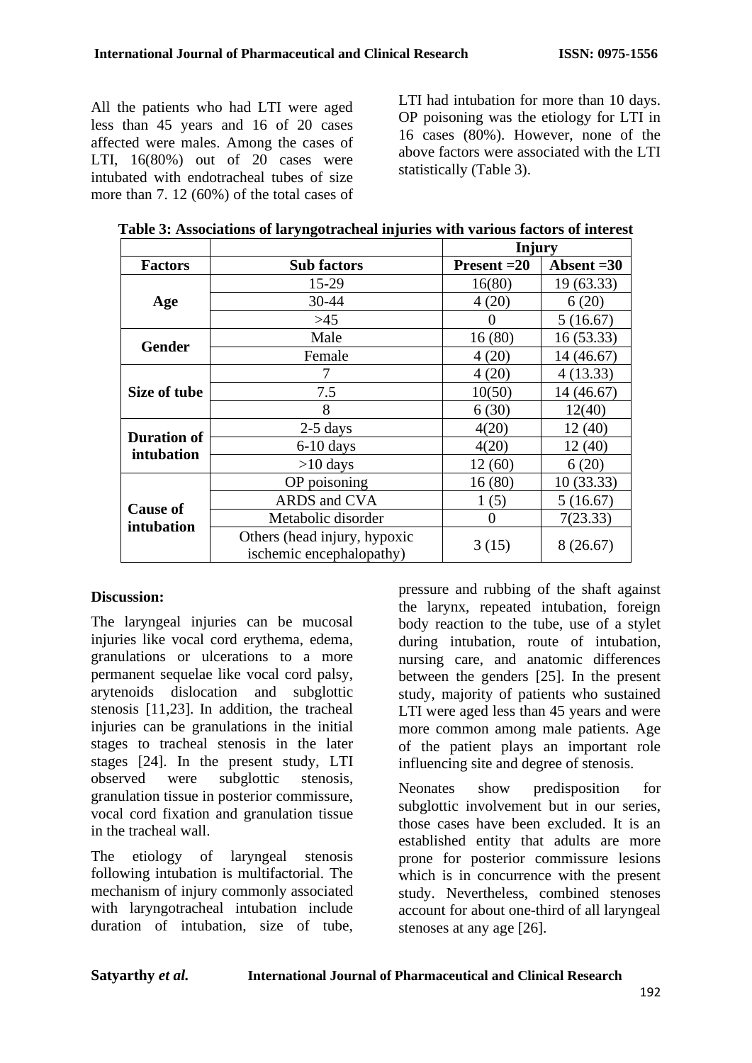All the patients who had LTI were aged less than 45 years and 16 of 20 cases affected were males. Among the cases of LTI, 16(80%) out of 20 cases were intubated with endotracheal tubes of size more than 7. 12 (60%) of the total cases of LTI had intubation for more than 10 days. OP poisoning was the etiology for LTI in 16 cases (80%). However, none of the above factors were associated with the LTI statistically (Table 3).

**Table 3: Associations of laryngotracheal injuries with various factors of interest**

| | | Injury | |
|---|---|---|---|
| **Factors** | **Sub factors** | **Present =20** | **Absent =30** |
| **Age** | 15-29 | 16(80) | 19 (63.33) |
| | 30-44 | 4 (20) | 6 (20) |
| | >45 | 0 | 5 (16.67) |
| **Gender** | Male | 16 (80) | 16 (53.33) |
| | Female | 4 (20) | 14 (46.67) |
| **Size of tube** | 7 | 4 (20) | 4 (13.33) |
| | 7.5 | 10(50) | 14 (46.67) |
| | 8 | 6 (30) | 12(40) |
| **Duration of intubation** | 2-5 days | 4(20) | 12 (40) |
| | 6-10 days | 4(20) | 12 (40) |
| | >10 days | 12 (60) | 6 (20) |
| **Cause of intubation** | OP poisoning | 16 (80) | 10 (33.33) |
| | ARDS and CVA | 1 (5) | 5 (16.67) |
| | Metabolic disorder | 0 | 7(23.33) |
| | Others (head injury, hypoxic ischemic encephalopathy) | 3 (15) | 8 (26.67) |

**Discussion:**

The laryngeal injuries can be mucosal injuries like vocal cord erythema, edema, granulations or ulcerations to a more permanent sequelae like vocal cord palsy, arytenoids dislocation and subglottic stenosis [11,23]. In addition, the tracheal injuries can be granulations in the initial stages to tracheal stenosis in the later stages [24]. In the present study, LTI observed were subglottic stenosis, granulation tissue in posterior commissure, vocal cord fixation and granulation tissue in the tracheal wall.

The etiology of laryngeal stenosis following intubation is multifactorial. The mechanism of injury commonly associated with laryngotracheal intubation include duration of intubation, size of tube, pressure and rubbing of the shaft against the larynx, repeated intubation, foreign body reaction to the tube, use of a stylet during intubation, route of intubation, nursing care, and anatomic differences between the genders [25]. In the present study, majority of patients who sustained LTI were aged less than 45 years and were more common among male patients. Age of the patient plays an important role influencing site and degree of stenosis.

Neonates show predisposition for subglottic involvement but in our series, those cases have been excluded. It is an established entity that adults are more prone for posterior commissure lesions which is in concurrence with the present study. Nevertheless, combined stenoses account for about one-third of all laryngeal stenoses at any age [26].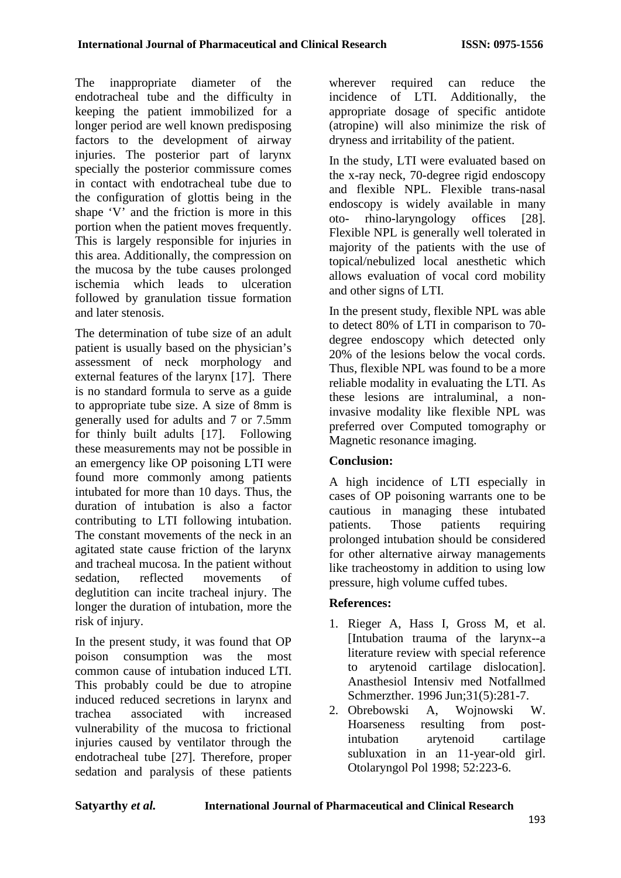The inappropriate diameter of the endotracheal tube and the difficulty in keeping the patient immobilized for a longer period are well known predisposing factors to the development of airway injuries. The posterior part of larynx specially the posterior commissure comes in contact with endotracheal tube due to the configuration of glottis being in the shape 'V' and the friction is more in this portion when the patient moves frequently. This is largely responsible for injuries in this area. Additionally, the compression on the mucosa by the tube causes prolonged ischemia which leads to ulceration followed by granulation tissue formation and later stenosis.

The determination of tube size of an adult patient is usually based on the physician's assessment of neck morphology and external features of the larynx [17]. There is no standard formula to serve as a guide to appropriate tube size. A size of 8mm is generally used for adults and 7 or 7.5mm for thinly built adults [17]. Following these measurements may not be possible in an emergency like OP poisoning LTI were found more commonly among patients intubated for more than 10 days. Thus, the duration of intubation is also a factor contributing to LTI following intubation. The constant movements of the neck in an agitated state cause friction of the larynx and tracheal mucosa. In the patient without sedation, reflected movements of deglutition can incite tracheal injury. The longer the duration of intubation, more the risk of injury.

In the present study, it was found that OP poison consumption was the most common cause of intubation induced LTI. This probably could be due to atropine induced reduced secretions in larynx and trachea associated with increased vulnerability of the mucosa to frictional injuries caused by ventilator through the endotracheal tube [27]. Therefore, proper sedation and paralysis of these patients wherever required can reduce the incidence of LTI. Additionally, the appropriate dosage of specific antidote (atropine) will also minimize the risk of dryness and irritability of the patient.

In the study, LTI were evaluated based on the x-ray neck, 70-degree rigid endoscopy and flexible NPL. Flexible trans-nasal endoscopy is widely available in many oto- rhino-laryngology offices [28]. Flexible NPL is generally well tolerated in majority of the patients with the use of topical/nebulized local anesthetic which allows evaluation of vocal cord mobility and other signs of LTI.

In the present study, flexible NPL was able to detect 80% of LTI in comparison to 70-degree endoscopy which detected only 20% of the lesions below the vocal cords. Thus, flexible NPL was found to be a more reliable modality in evaluating the LTI. As these lesions are intraluminal, a non-invasive modality like flexible NPL was preferred over Computed tomography or Magnetic resonance imaging.

## Conclusion:

A high incidence of LTI especially in cases of OP poisoning warrants one to be cautious in managing these intubated patients. Those patients requiring prolonged intubation should be considered for other alternative airway managements like tracheostomy in addition to using low pressure, high volume cuffed tubes.

## References:

1. Rieger A, Hass I, Gross M, et al. [Intubation trauma of the larynx--a literature review with special reference to arytenoid cartilage dislocation]. Anasthesiol Intensiv med Notfallmed Schmerzther. 1996 Jun;31(5):281-7.
2. Obrebowski A, Wojnowski W. Hoarseness resulting from post-intubation arytenoid cartilage subluxation in an 11-year-old girl. Otolaryngol Pol 1998; 52:223-6.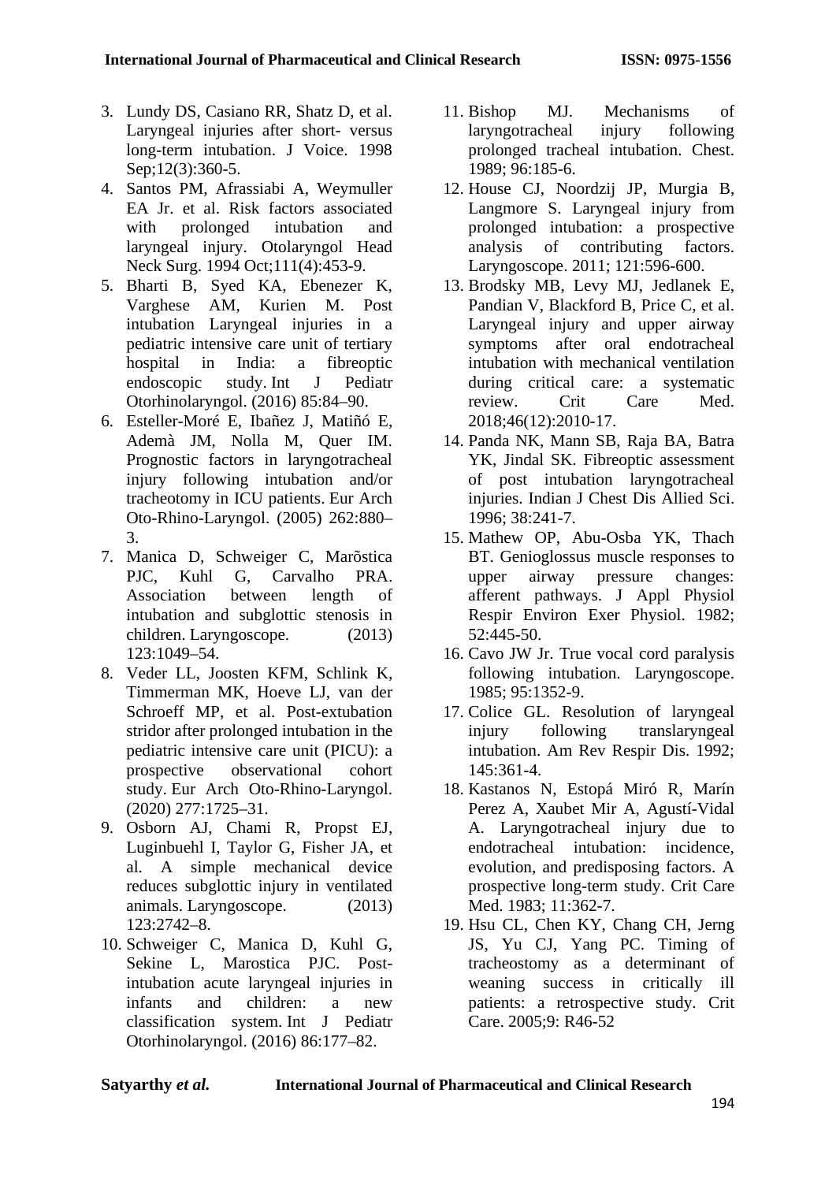3. Lundy DS, Casiano RR, Shatz D, et al. Laryngeal injuries after short- versus long-term intubation. J Voice. 1998 Sep;12(3):360-5.
4. Santos PM, Afrassiabi A, Weymuller EA Jr. et al. Risk factors associated with prolonged intubation and laryngeal injury. Otolaryngol Head Neck Surg. 1994 Oct;111(4):453-9.
5. Bharti B, Syed KA, Ebenezer K, Varghese AM, Kurien M. Post intubation Laryngeal injuries in a pediatric intensive care unit of tertiary hospital in India: a fibreoptic endoscopic study. Int J Pediatr Otorhinolaryngol. (2016) 85:84–90.
6. Esteller-Moré E, Ibañez J, Matiñó E, Ademà JM, Nolla M, Quer IM. Prognostic factors in laryngotracheal injury following intubation and/or tracheotomy in ICU patients. Eur Arch Oto-Rhino-Laryngol. (2005) 262:880–3.
7. Manica D, Schweiger C, Marõstica PJC, Kuhl G, Carvalho PRA. Association between length of intubation and subglottic stenosis in children. Laryngoscope. (2013) 123:1049–54.
8. Veder LL, Joosten KFM, Schlink K, Timmerman MK, Hoeve LJ, van der Schroeff MP, et al. Post-extubation stridor after prolonged intubation in the pediatric intensive care unit (PICU): a prospective observational cohort study. Eur Arch Oto-Rhino-Laryngol. (2020) 277:1725–31.
9. Osborn AJ, Chami R, Propst EJ, Luginbuehl I, Taylor G, Fisher JA, et al. A simple mechanical device reduces subglottic injury in ventilated animals. Laryngoscope. (2013) 123:2742–8.
10. Schweiger C, Manica D, Kuhl G, Sekine L, Marostica PJC. Post-intubation acute laryngeal injuries in infants and children: a new classification system. Int J Pediatr Otorhinolaryngol. (2016) 86:177–82.
11. Bishop MJ. Mechanisms of laryngotracheal injury following prolonged tracheal intubation. Chest. 1989; 96:185-6.
12. House CJ, Noordzij JP, Murgia B, Langmore S. Laryngeal injury from prolonged intubation: a prospective analysis of contributing factors. Laryngoscope. 2011; 121:596-600.
13. Brodsky MB, Levy MJ, Jedlanek E, Pandian V, Blackford B, Price C, et al. Laryngeal injury and upper airway symptoms after oral endotracheal intubation with mechanical ventilation during critical care: a systematic review. Crit Care Med. 2018;46(12):2010-17.
14. Panda NK, Mann SB, Raja BA, Batra YK, Jindal SK. Fibreoptic assessment of post intubation laryngotracheal injuries. Indian J Chest Dis Allied Sci. 1996; 38:241-7.
15. Mathew OP, Abu-Osba YK, Thach BT. Genioglossus muscle responses to upper airway pressure changes: afferent pathways. J Appl Physiol Respir Environ Exer Physiol. 1982; 52:445-50.
16. Cavo JW Jr. True vocal cord paralysis following intubation. Laryngoscope. 1985; 95:1352-9.
17. Colice GL. Resolution of laryngeal injury following translaryngeal intubation. Am Rev Respir Dis. 1992; 145:361-4.
18. Kastanos N, Estopá Miró R, Marín Perez A, Xaubet Mir A, Agustí-Vidal A. Laryngotracheal injury due to endotracheal intubation: incidence, evolution, and predisposing factors. A prospective long-term study. Crit Care Med. 1983; 11:362-7.
19. Hsu CL, Chen KY, Chang CH, Jerng JS, Yu CJ, Yang PC. Timing of tracheostomy as a determinant of weaning success in critically ill patients: a retrospective study. Crit Care. 2005;9: R46-52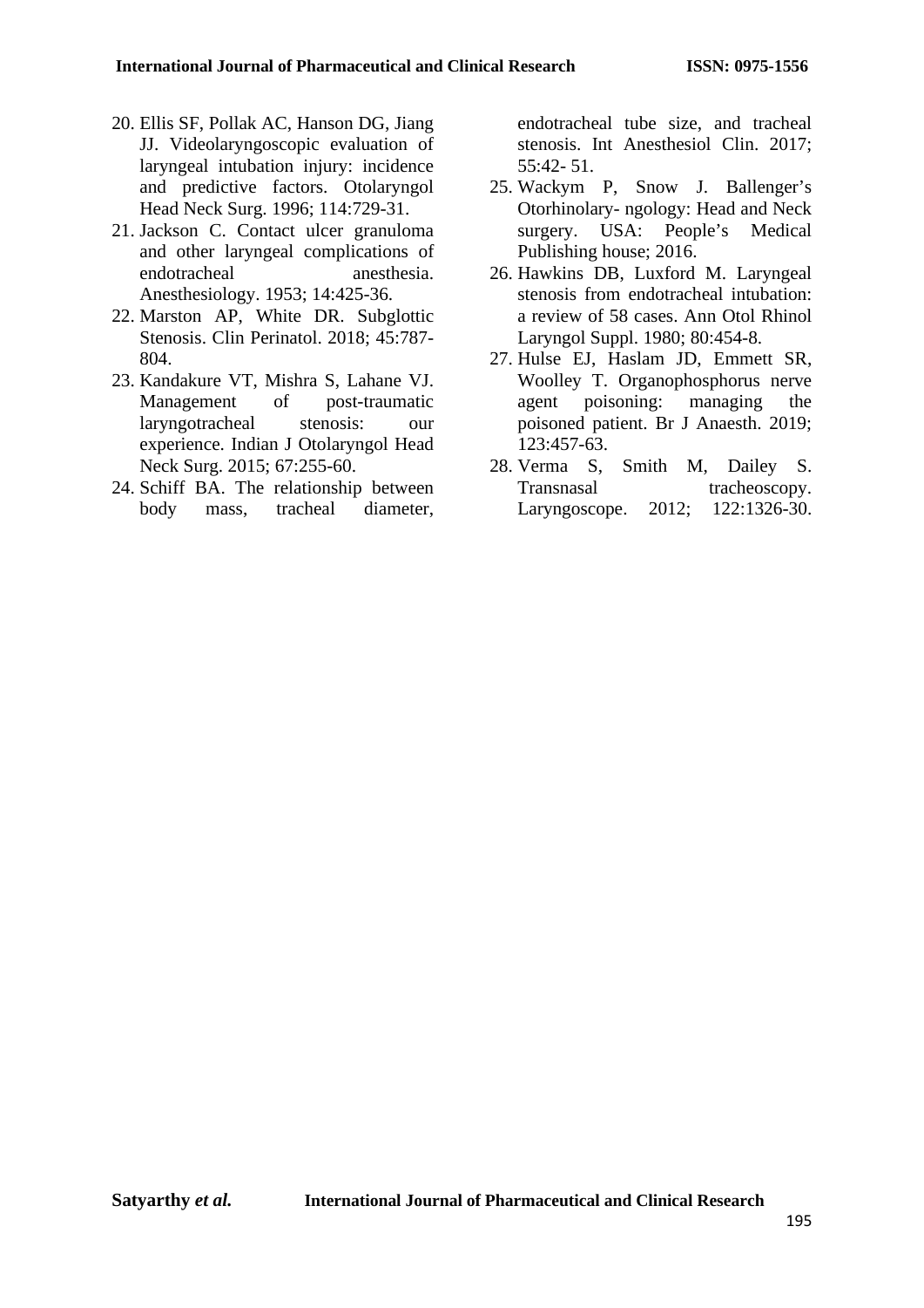20. Ellis SF, Pollak AC, Hanson DG, Jiang JJ. Videolaryngoscopic evaluation of laryngeal intubation injury: incidence and predictive factors. Otolaryngol Head Neck Surg. 1996; 114:729-31.
21. Jackson C. Contact ulcer granuloma and other laryngeal complications of endotracheal anesthesia. Anesthesiology. 1953; 14:425-36.
22. Marston AP, White DR. Subglottic Stenosis. Clin Perinatol. 2018; 45:787-804.
23. Kandakure VT, Mishra S, Lahane VJ. Management of post-traumatic laryngotracheal stenosis: our experience. Indian J Otolaryngol Head Neck Surg. 2015; 67:255-60.
24. Schiff BA. The relationship between body mass, tracheal diameter, endotracheal tube size, and tracheal stenosis. Int Anesthesiol Clin. 2017; 55:42- 51.
25. Wackym P, Snow J. Ballenger's Otorhinolary- ngology: Head and Neck surgery. USA: People's Medical Publishing house; 2016.
26. Hawkins DB, Luxford M. Laryngeal stenosis from endotracheal intubation: a review of 58 cases. Ann Otol Rhinol Laryngol Suppl. 1980; 80:454-8.
27. Hulse EJ, Haslam JD, Emmett SR, Woolley T. Organophosphorus nerve agent poisoning: managing the poisoned patient. Br J Anaesth. 2019; 123:457-63.
28. Verma S, Smith M, Dailey S. Transnasal tracheoscopy. Laryngoscope. 2012; 122:1326-30.